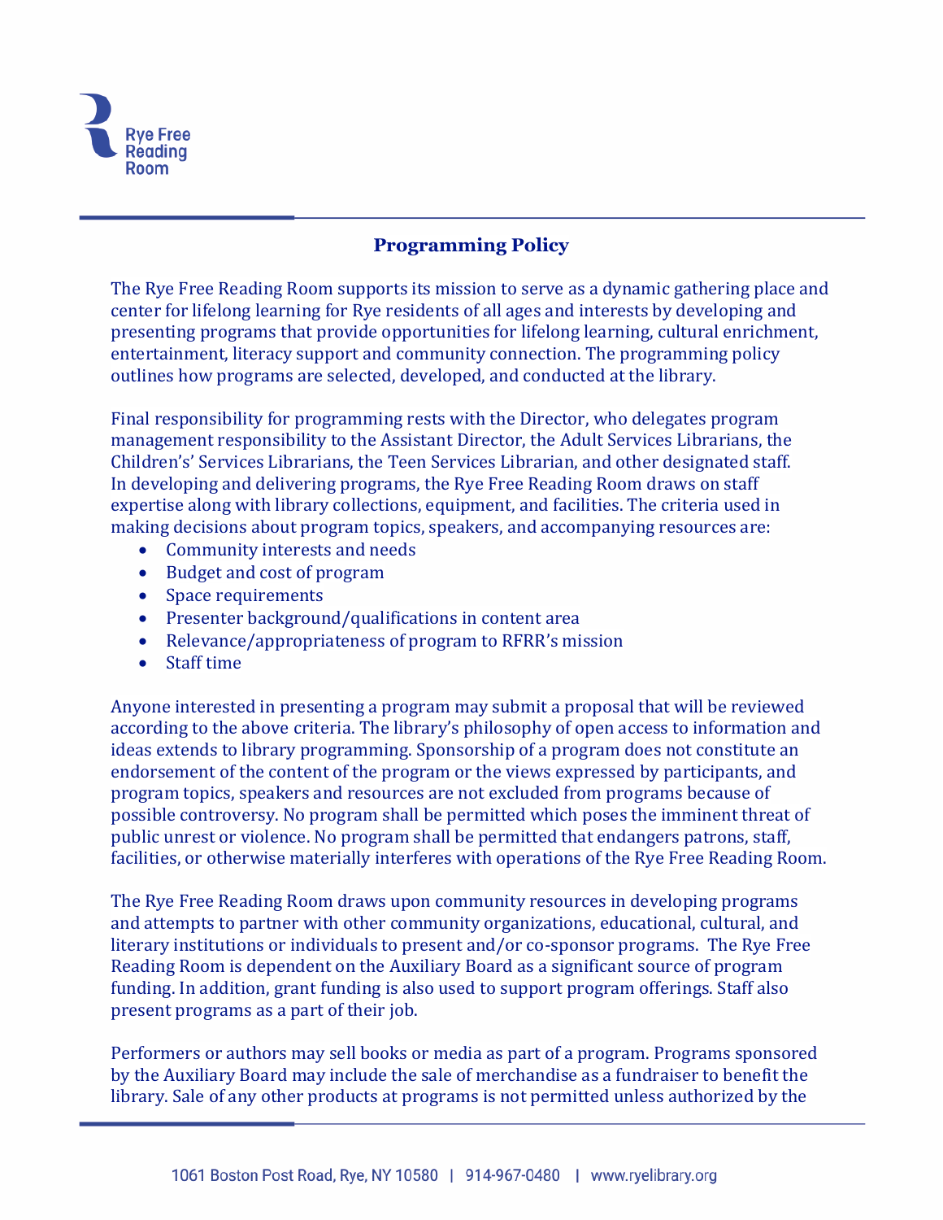# Programming Policy

The Rye Free Reading Room supports its mission to serve as a dynamic gathering place and center for lifelong learning for Rye residents of all ages and interests by developing and presenting programs that provide opportunities for lifelong learning, cultural enrichment, entertainment, literacy support and community connection. The programming policy outlines how programs are selected, developed, and conducted at the library.

Final responsibility for programming rests with the Director, who delegates program management responsibility to the Assistant Director, the Adult Services Librarians, the Children's' Services Librarians, the Teen Services Librarian, and other designated staff. In developing and delivering programs, the Rye Free Reading Room draws on staff expertise along with library collections, equipment, and facilities. The criteria used in making decisions about program topics, speakers, and accompanying resources are:

- Community interests and needs
- Budget and cost of program
- Space requirements
- Presenter background/qualifications in content area
- Relevance/appropriateness of program to RFRR's mission
- Staff time

Anyone interested in presenting a program may submit a proposal that will be reviewed according to the above criteria. The library's philosophy of open access to information and ideas extends to library programming. Sponsorship of a program does not constitute an endorsement of the content of the program or the views expressed by participants, and program topics, speakers and resources are not excluded from programs because of possible controversy. No program shall be permitted which poses the imminent threat of public unrest or violence. No program shall be permitted that endangers patrons, staff, facilities, or otherwise materially interferes with operations of the Rye Free Reading Room.

The Rye Free Reading Room draws upon community resources in developing programs and attempts to partner with other community organizations, educational, cultural, and literary institutions or individuals to present and/or co-sponsor programs. The Rye Free Reading Room is dependent on the Auxiliary Board as a significant source of program funding. In addition, grant funding is also used to support program offerings. Staff also present programs as a part of their job.

Performers or authors may sell books or media as part of a program. Programs sponsored by the Auxiliary Board may include the sale of merchandise as a fundraiser to benefit the library. Sale of any other products at programs is not permitted unless authorized by the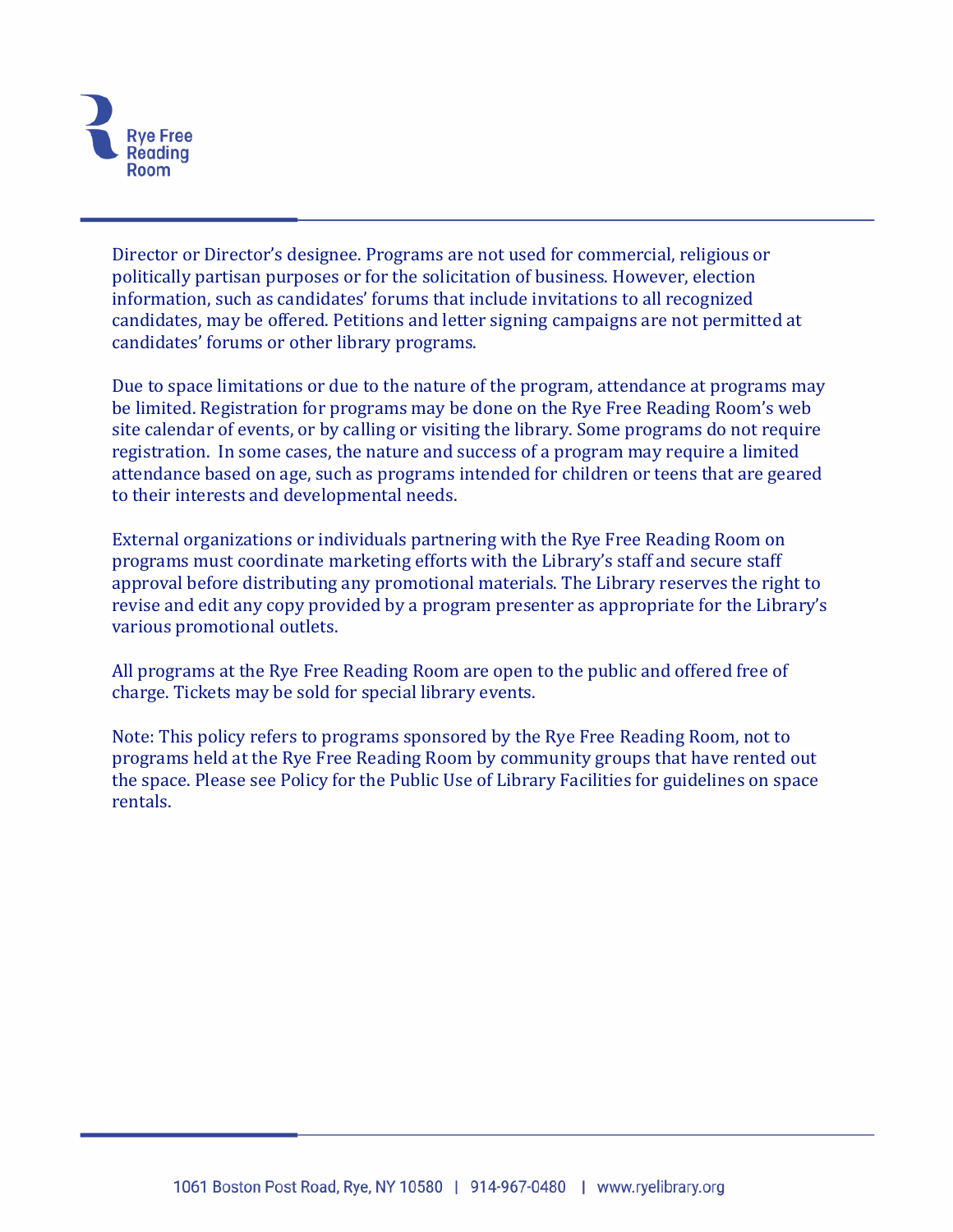Director or Director's designee. Programs are not used for commercial, religious or politically partisan purposes or for the solicitation of business. However, election information, such as candidates' forums that include invitations to all recognized candidates, may be offered. Petitions and letter signing campaigns are not permitted at candidates' forums or other library programs.

Due to space limitations or due to the nature of the program, attendance at programs may be limited. Registration for programs may be done on the Rye Free Reading Room's web site calendar of events, or by calling or visiting the library. Some programs do not require registration. In some cases, the nature and success of a program may require a limited attendance based on age, such as programs intended for children or teens that are geared to their interests and developmental needs.

External organizations or individuals partnering with the Rye Free Reading Room on programs must coordinate marketing efforts with the Library's staff and secure staff approval before distributing any promotional materials. The Library reserves the right to revise and edit any copy provided by a program presenter as appropriate for the Library's various promotional outlets.

All programs at the Rye Free Reading Room are open to the public and offered free of charge. Tickets may be sold for special library events.

Note: This policy refers to programs sponsored by the Rye Free Reading Room, not to programs held at the Rye Free Reading Room by community groups that have rented out the space. Please see Policy for the Public Use of Library Facilities for guidelines on space rentals.